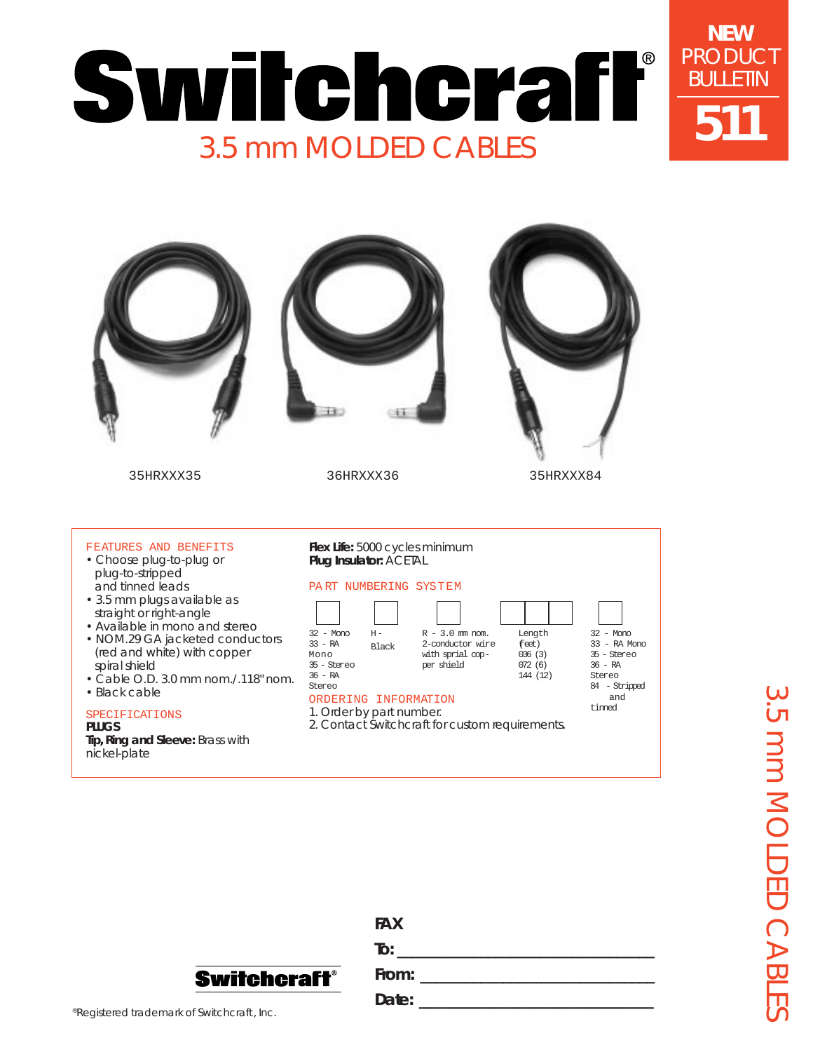# Switchcraft®

## 3.5 mm MOLDED CABLES

**NEW PRODUCT BULLETIN 511**

35HRXXX35

36HRXXX36

35HRXXX84

### FEATURES AND BENEFITS

- Choose plug-to-plug or plug-to-stripped and tinned leads
- 3.5 mm plugs available as straight or right-angle
- Available in mono and stereo
- NOM.29 GA jacketed conductors (red and white) with copper spiral shield
- Cable O.D. 3.0 mm nom./.118" nom.
- Black cable

### SPECIFICATIONS

**PLUGS**

**Tip, Ring and Sleeve:** Brass with nickel-plate

**Flex Life:** 5000 cycles minimum

**Plug Insulator:** ACETAL

### PART NUMBERING SYSTEM

| ☐ | ☐ | ☐ | ☐☐☐ | ☐ |
|---|---|---|---|---|
| 32 - Mono<br>33 - RA Mono<br>35 - Stereo<br>36 - RA Stereo | H - Black | R - 3.0 mm nom. 2-conductor wire with sprial copper shield | Length (feet)<br>036 (3)<br>072 (6)<br>144 (12) | 32 - Mono<br>33 - RA Mono<br>35 - Stereo<br>36 - RA Stereo<br>84 - Stripped and tinned |

### ORDERING INFORMATION

1. Order by part number.
2. Contact Switchcraft for custom requirements.

Switchcraft®

**FAX**

**To:** ____________________________

**From:** ____________________________

**Date:** ____________________________

®Registered trademark of Switchcraft, Inc.

3.5 mm MOLDED CABLES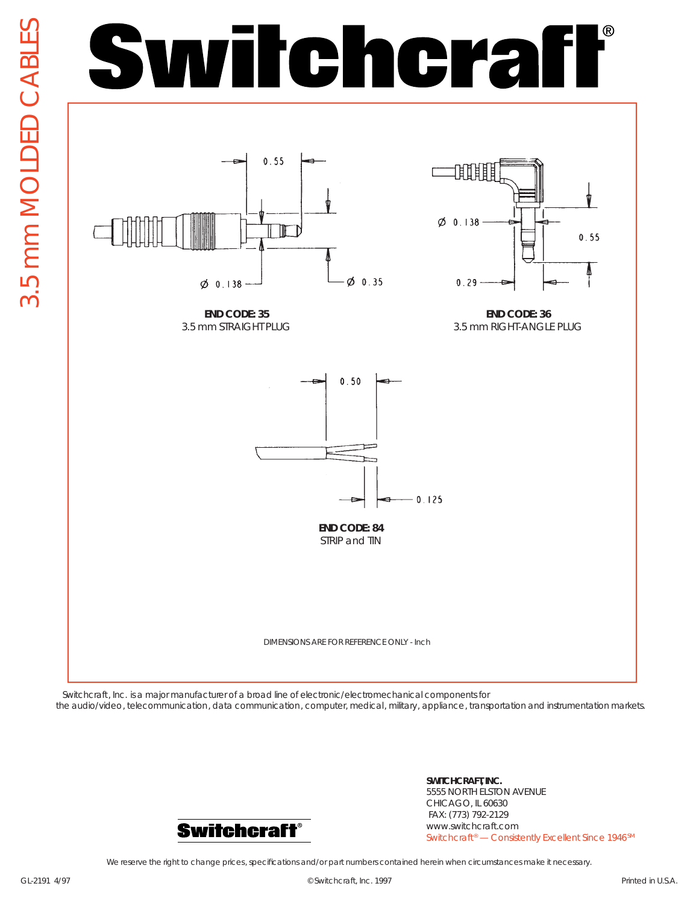# Switchcraft®

3.5 mm MOLDED CABLES

0.55

Ø 0.138

Ø 0.35

**END CODE: 35**
3.5 mm STRAIGHT PLUG

Ø 0.138

0.55

0.29

**END CODE: 36**
3.5 mm RIGHT-ANGLE PLUG

0.50

0.125

**END CODE: 84**
STRIP and TIN

DIMENSIONS ARE FOR REFERENCE ONLY - Inch

Switchcraft, Inc. is a major manufacturer of a broad line of electronic/electromechanical components for the audio/video, telecommunication, data communication, computer, medical, military, appliance, transportation and instrumentation markets.

Switchcraft®

**SWITCHCRAFT, INC.**
5555 NORTH ELSTON AVENUE
CHICAGO, IL 60630
FAX: (773) 792-2129
www.switchcraft.com
Switchcraft® — Consistently Excellent Since 1946℠

We reserve the right to change prices, specifications and/or part numbers contained herein when circumstances make it necessary.

GL-2191 4/97 ©Switchcraft, Inc. 1997 Printed in U.S.A.